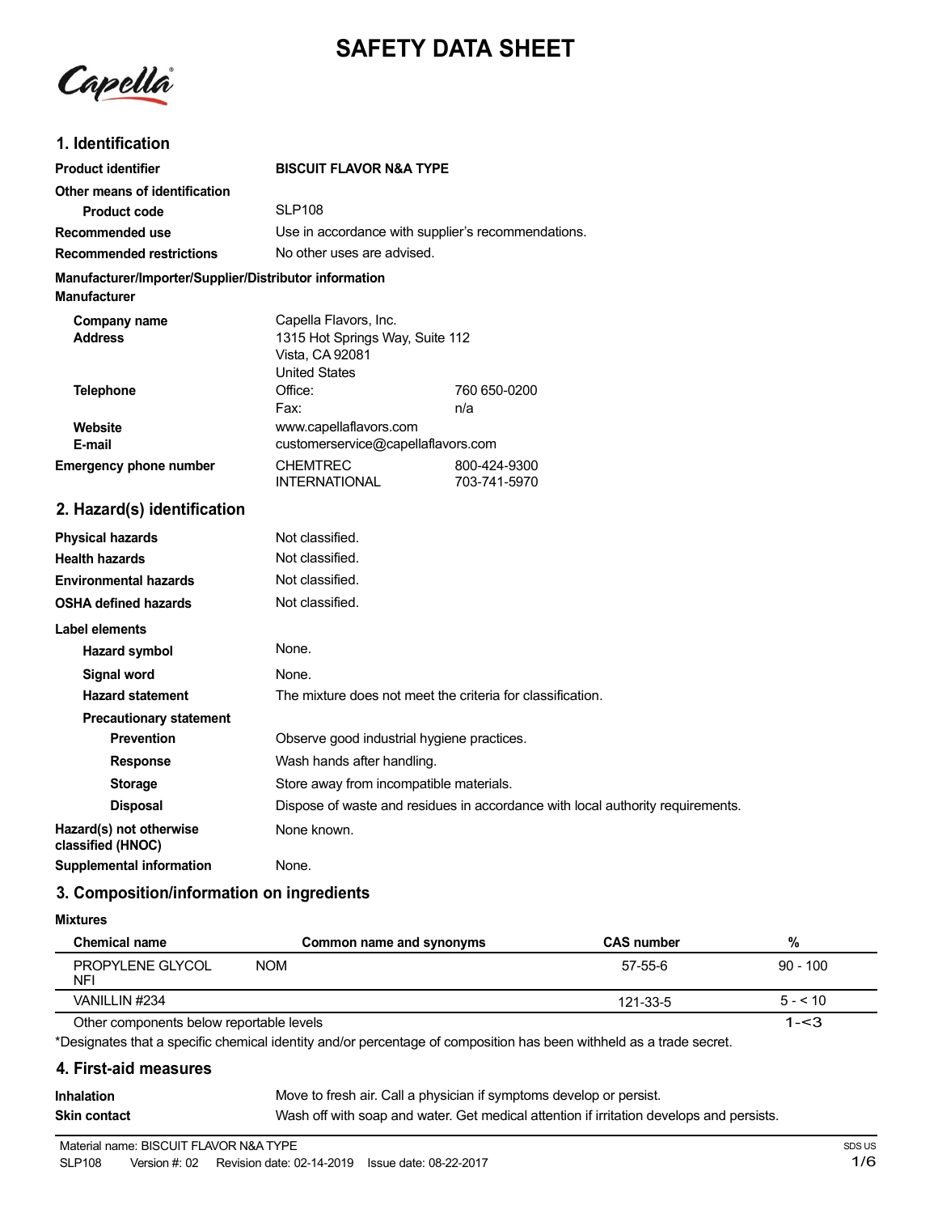# SAFETY DATA SHEET

Capella

## 1. Identification

| | |
|---|---|
| **Product identifier** | **BISCUIT FLAVOR N&A TYPE** |
| **Other means of identification** | |
| **Product code** | SLP108 |
| **Recommended use** | Use in accordance with supplier's recommendations. |
| **Recommended restrictions** | No other uses are advised. |

**Manufacturer/Importer/Supplier/Distributor information**

**Manufacturer**

| | | |
|---|---|---|
| **Company name** | Capella Flavors, Inc. | |
| **Address** | 1315 Hot Springs Way, Suite 112<br>Vista, CA 92081<br>United States | |
| **Telephone** | Office: | 760 650-0200 |
| | Fax: | n/a |
| **Website** | www.capellaflavors.com | |
| **E-mail** | customerservice@capellaflavors.com | |
| **Emergency phone number** | CHEMTREC | 800-424-9300 |
| | INTERNATIONAL | 703-741-5970 |

## 2. Hazard(s) identification

| | |
|---|---|
| **Physical hazards** | Not classified. |
| **Health hazards** | Not classified. |
| **Environmental hazards** | Not classified. |
| **OSHA defined hazards** | Not classified. |

**Label elements**

| | |
|---|---|
| **Hazard symbol** | None. |
| **Signal word** | None. |
| **Hazard statement** | The mixture does not meet the criteria for classification. |
| **Precautionary statement** | |
| **Prevention** | Observe good industrial hygiene practices. |
| **Response** | Wash hands after handling. |
| **Storage** | Store away from incompatible materials. |
| **Disposal** | Dispose of waste and residues in accordance with local authority requirements. |
| **Hazard(s) not otherwise classified (HNOC)** | None known. |
| **Supplemental information** | None. |

## 3. Composition/information on ingredients

**Mixtures**

| Chemical name | Common name and synonyms | CAS number | % |
|---|---|---|---|
| PROPYLENE GLYCOL NFI | NOM | 57-55-6 | 90 - 100 |
| VANILLIN #234 | | 121-33-5 | 5 - < 10 |
| Other components below reportable levels | | | 1-<3 |

*Designates that a specific chemical identity and/or percentage of composition has been withheld as a trade secret.

## 4. First-aid measures

| | |
|---|---|
| **Inhalation** | Move to fresh air. Call a physician if symptoms develop or persist. |
| **Skin contact** | Wash off with soap and water. Get medical attention if irritation develops and persists. |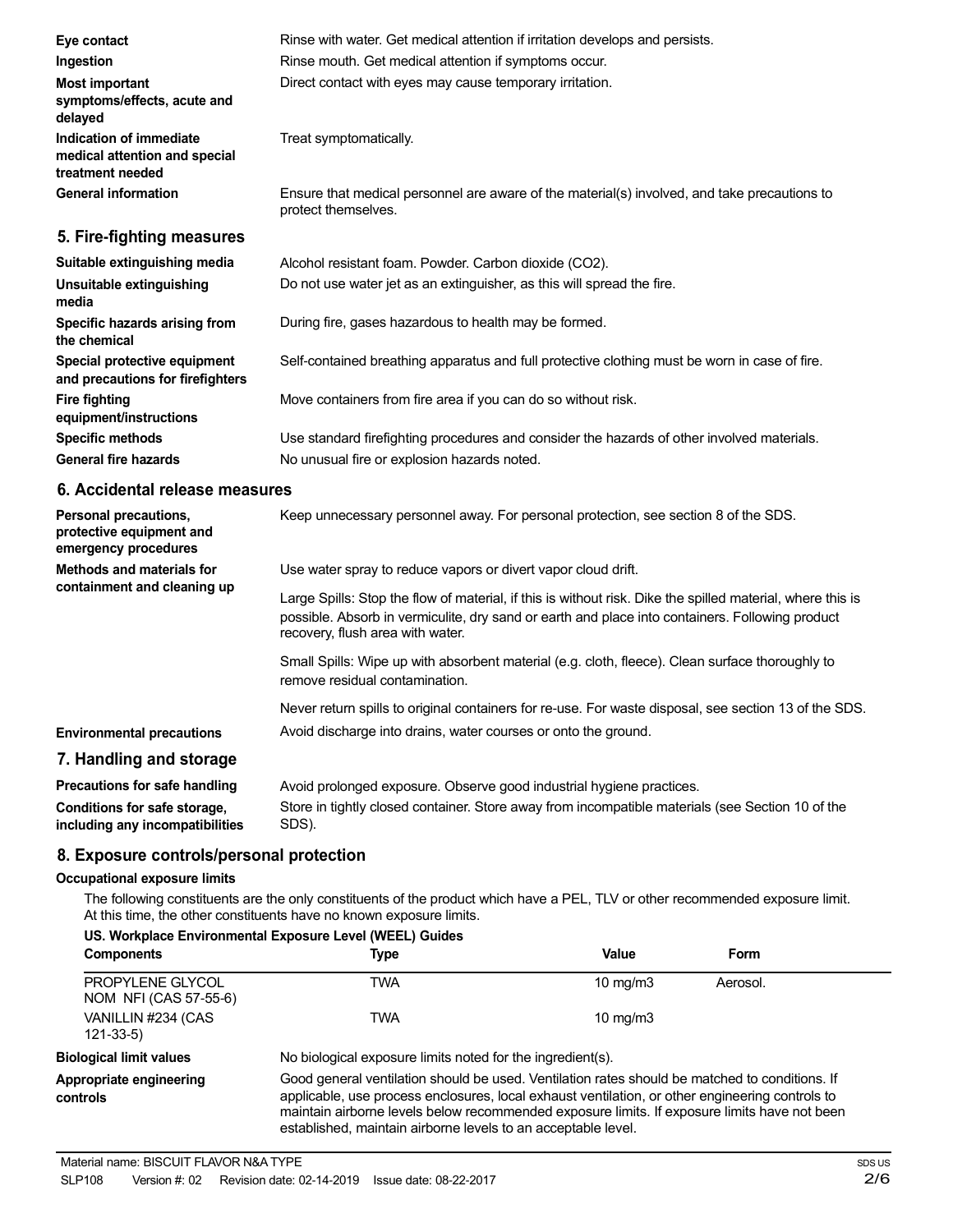**Eye contact** Rinse with water. Get medical attention if irritation develops and persists.

**Ingestion** Rinse mouth. Get medical attention if symptoms occur.

**Most important symptoms/effects, acute and delayed** Direct contact with eyes may cause temporary irritation.

**Indication of immediate medical attention and special treatment needed** Treat symptomatically.

**General information** Ensure that medical personnel are aware of the material(s) involved, and take precautions to protect themselves.

## 5. Fire-fighting measures

**Suitable extinguishing media** Alcohol resistant foam. Powder. Carbon dioxide ($CO_2$).

**Unsuitable extinguishing media** Do not use water jet as an extinguisher, as this will spread the fire.

**Specific hazards arising from the chemical** During fire, gases hazardous to health may be formed.

**Special protective equipment and precautions for firefighters** Self-contained breathing apparatus and full protective clothing must be worn in case of fire.

**Fire fighting equipment/instructions** Move containers from fire area if you can do so without risk.

**Specific methods** Use standard firefighting procedures and consider the hazards of other involved materials.

**General fire hazards** No unusual fire or explosion hazards noted.

## 6. Accidental release measures

**Personal precautions, protective equipment and emergency procedures** Keep unnecessary personnel away. For personal protection, see section 8 of the SDS.

**Methods and materials for containment and cleaning up** Use water spray to reduce vapors or divert vapor cloud drift.

Large Spills: Stop the flow of material, if this is without risk. Dike the spilled material, where this is possible. Absorb in vermiculite, dry sand or earth and place into containers. Following product recovery, flush area with water.

Small Spills: Wipe up with absorbent material (e.g. cloth, fleece). Clean surface thoroughly to remove residual contamination.

Never return spills to original containers for re-use. For waste disposal, see section 13 of the SDS.

**Environmental precautions** Avoid discharge into drains, water courses or onto the ground.

## 7. Handling and storage

**Precautions for safe handling** Avoid prolonged exposure. Observe good industrial hygiene practices.

**Conditions for safe storage, including any incompatibilities** Store in tightly closed container. Store away from incompatible materials (see Section 10 of the SDS).

## 8. Exposure controls/personal protection

### Occupational exposure limits

The following constituents are the only constituents of the product which have a PEL, TLV or other recommended exposure limit. At this time, the other constituents have no known exposure limits.

**US. Workplace Environmental Exposure Level (WEEL) Guides**

| Components | Type | Value | Form |
|---|---|---|---|
| PROPYLENE GLYCOL NOM NFI (CAS 57-55-6) | TWA | 10 mg/m3 | Aerosol. |
| VANILLIN #234 (CAS 121-33-5) | TWA | 10 mg/m3 | |

**Biological limit values** No biological exposure limits noted for the ingredient(s).

**Appropriate engineering controls** Good general ventilation should be used. Ventilation rates should be matched to conditions. If applicable, use process enclosures, local exhaust ventilation, or other engineering controls to maintain airborne levels below recommended exposure limits. If exposure limits have not been established, maintain airborne levels to an acceptable level.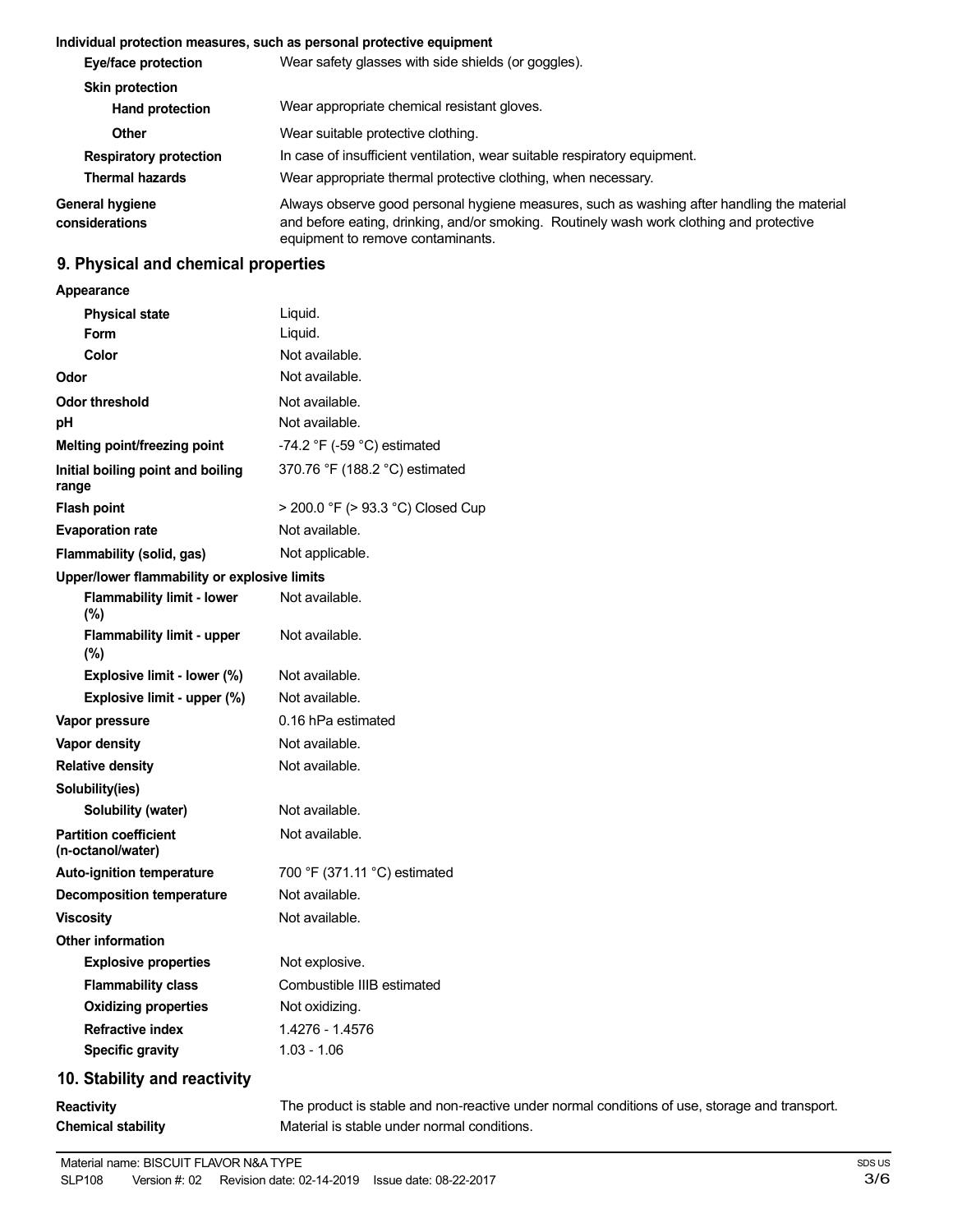**Individual protection measures, such as personal protective equipment**

| | |
|---|---|
| **Eye/face protection** | Wear safety glasses with side shields (or goggles). |
| **Skin protection** | |
| **Hand protection** | Wear appropriate chemical resistant gloves. |
| **Other** | Wear suitable protective clothing. |
| **Respiratory protection** | In case of insufficient ventilation, wear suitable respiratory equipment. |
| **Thermal hazards** | Wear appropriate thermal protective clothing, when necessary. |
| **General hygiene considerations** | Always observe good personal hygiene measures, such as washing after handling the material and before eating, drinking, and/or smoking. Routinely wash work clothing and protective equipment to remove contaminants. |

## 9. Physical and chemical properties

| | |
|---|---|
| **Appearance** | |
| **Physical state** | Liquid. |
| **Form** | Liquid. |
| **Color** | Not available. |
| **Odor** | Not available. |
| **Odor threshold** | Not available. |
| **pH** | Not available. |
| **Melting point/freezing point** | -74.2 °F (-59 °C) estimated |
| **Initial boiling point and boiling range** | 370.76 °F (188.2 °C) estimated |
| **Flash point** | > 200.0 °F (> 93.3 °C) Closed Cup |
| **Evaporation rate** | Not available. |
| **Flammability (solid, gas)** | Not applicable. |
| **Upper/lower flammability or explosive limits** | |
| **Flammability limit - lower (%)** | Not available. |
| **Flammability limit - upper (%)** | Not available. |
| **Explosive limit - lower (%)** | Not available. |
| **Explosive limit - upper (%)** | Not available. |
| **Vapor pressure** | 0.16 hPa estimated |
| **Vapor density** | Not available. |
| **Relative density** | Not available. |
| **Solubility(ies)** | |
| **Solubility (water)** | Not available. |
| **Partition coefficient (n-octanol/water)** | Not available. |
| **Auto-ignition temperature** | 700 °F (371.11 °C) estimated |
| **Decomposition temperature** | Not available. |
| **Viscosity** | Not available. |
| **Other information** | |
| **Explosive properties** | Not explosive. |
| **Flammability class** | Combustible IIIB estimated |
| **Oxidizing properties** | Not oxidizing. |
| **Refractive index** | 1.4276 - 1.4576 |
| **Specific gravity** | 1.03 - 1.06 |

## 10. Stability and reactivity

| | |
|---|---|
| **Reactivity** | The product is stable and non-reactive under normal conditions of use, storage and transport. |
| **Chemical stability** | Material is stable under normal conditions. |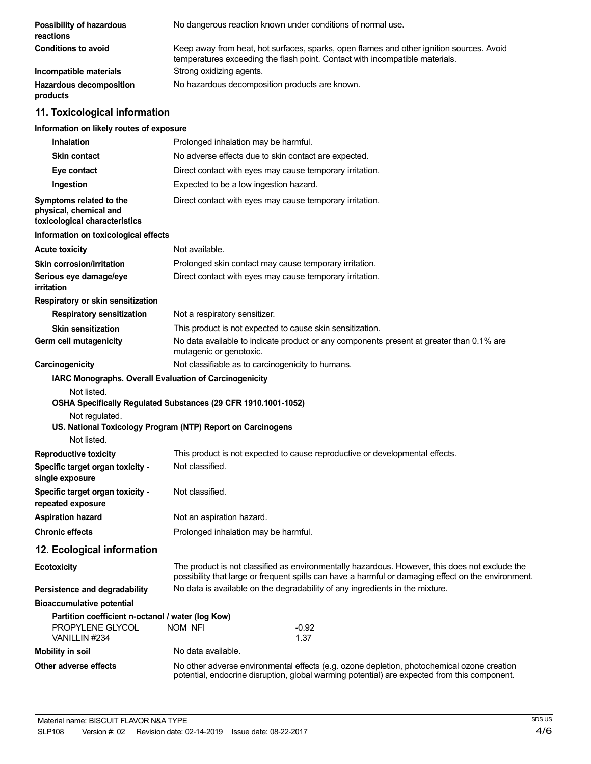| | |
|---|---|
| **Possibility of hazardous reactions** | No dangerous reaction known under conditions of normal use. |
| **Conditions to avoid** | Keep away from heat, hot surfaces, sparks, open flames and other ignition sources. Avoid temperatures exceeding the flash point. Contact with incompatible materials. |
| **Incompatible materials** | Strong oxidizing agents. |
| **Hazardous decomposition products** | No hazardous decomposition products are known. |

## 11. Toxicological information

**Information on likely routes of exposure**

| | |
|---|---|
| **Inhalation** | Prolonged inhalation may be harmful. |
| **Skin contact** | No adverse effects due to skin contact are expected. |
| **Eye contact** | Direct contact with eyes may cause temporary irritation. |
| **Ingestion** | Expected to be a low ingestion hazard. |
| **Symptoms related to the physical, chemical and toxicological characteristics** | Direct contact with eyes may cause temporary irritation. |

**Information on toxicological effects**

| | |
|---|---|
| **Acute toxicity** | Not available. |
| **Skin corrosion/irritation** | Prolonged skin contact may cause temporary irritation. |
| **Serious eye damage/eye irritation** | Direct contact with eyes may cause temporary irritation. |

**Respiratory or skin sensitization**

| | |
|---|---|
| **Respiratory sensitization** | Not a respiratory sensitizer. |
| **Skin sensitization** | This product is not expected to cause skin sensitization. |
| **Germ cell mutagenicity** | No data available to indicate product or any components present at greater than 0.1% are mutagenic or genotoxic. |
| **Carcinogenicity** | Not classifiable as to carcinogenicity to humans. |

**IARC Monographs. Overall Evaluation of Carcinogenicity**

Not listed.

**OSHA Specifically Regulated Substances (29 CFR 1910.1001-1052)**

Not regulated.

**US. National Toxicology Program (NTP) Report on Carcinogens**

Not listed.

| | |
|---|---|
| **Reproductive toxicity** | This product is not expected to cause reproductive or developmental effects. |
| **Specific target organ toxicity - single exposure** | Not classified. |
| **Specific target organ toxicity - repeated exposure** | Not classified. |
| **Aspiration hazard** | Not an aspiration hazard. |
| **Chronic effects** | Prolonged inhalation may be harmful. |

## 12. Ecological information

| | |
|---|---|
| **Ecotoxicity** | The product is not classified as environmentally hazardous. However, this does not exclude the possibility that large or frequent spills can have a harmful or damaging effect on the environment. |
| **Persistence and degradability** | No data is available on the degradability of any ingredients in the mixture. |

**Bioaccumulative potential**

**Partition coefficient n-octanol / water (log Kow)**

| | | |
|---|---|---|
| PROPYLENE GLYCOL | NOM NFI | -0.92 |
| VANILLIN #234 | | 1.37 |

| | |
|---|---|
| **Mobility in soil** | No data available. |
| **Other adverse effects** | No other adverse environmental effects (e.g. ozone depletion, photochemical ozone creation potential, endocrine disruption, global warming potential) are expected from this component. |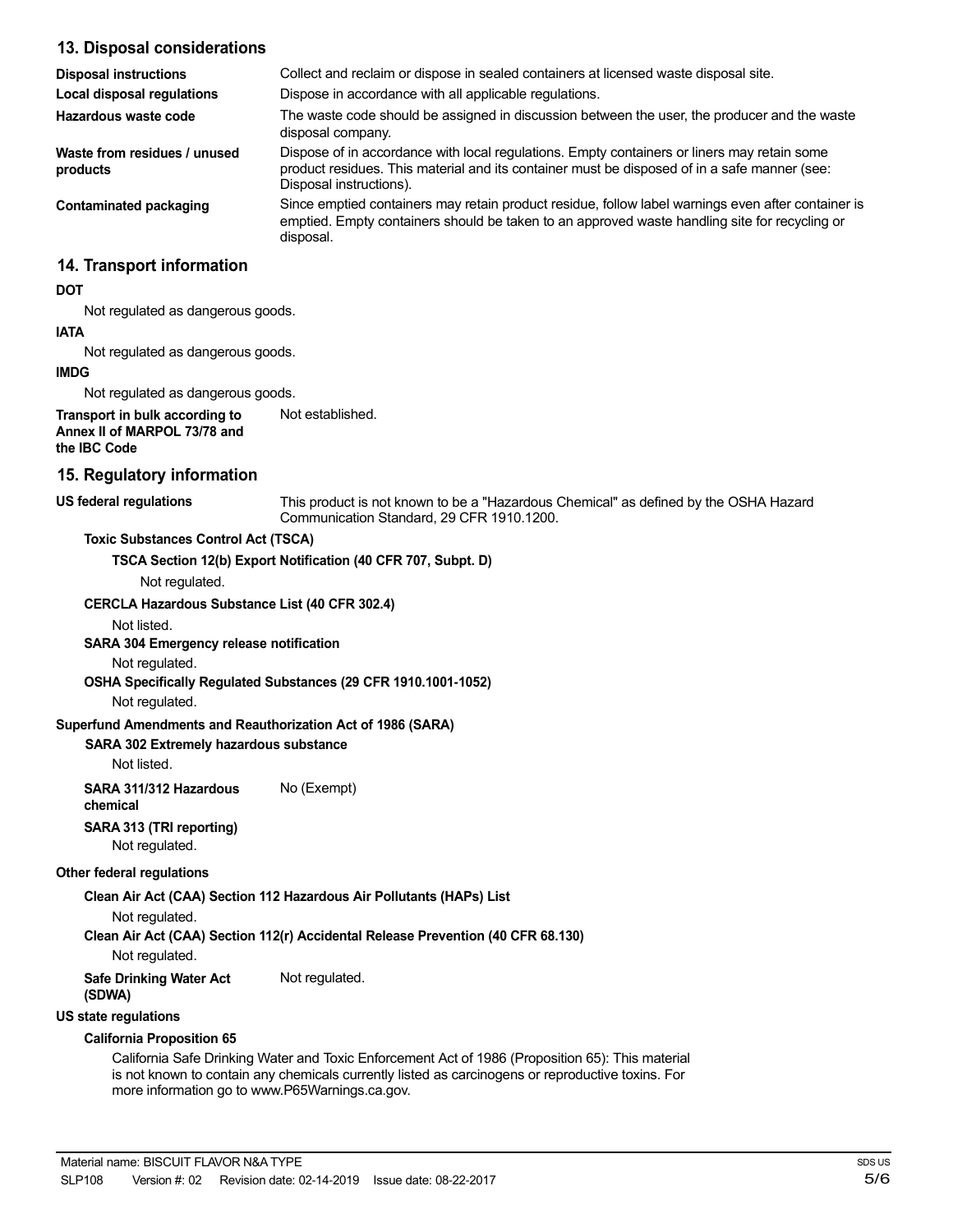## 13. Disposal considerations

| | |
|---|---|
| **Disposal instructions** | Collect and reclaim or dispose in sealed containers at licensed waste disposal site. |
| **Local disposal regulations** | Dispose in accordance with all applicable regulations. |
| **Hazardous waste code** | The waste code should be assigned in discussion between the user, the producer and the waste disposal company. |
| **Waste from residues / unused products** | Dispose of in accordance with local regulations. Empty containers or liners may retain some product residues. This material and its container must be disposed of in a safe manner (see: Disposal instructions). |
| **Contaminated packaging** | Since emptied containers may retain product residue, follow label warnings even after container is emptied. Empty containers should be taken to an approved waste handling site for recycling or disposal. |

## 14. Transport information

**DOT**

Not regulated as dangerous goods.

**IATA**

Not regulated as dangerous goods.

**IMDG**

Not regulated as dangerous goods.

**Transport in bulk according to Annex II of MARPOL 73/78 and the IBC Code** Not established.

## 15. Regulatory information

**US federal regulations** This product is not known to be a "Hazardous Chemical" as defined by the OSHA Hazard Communication Standard, 29 CFR 1910.1200.

**Toxic Substances Control Act (TSCA)**

**TSCA Section 12(b) Export Notification (40 CFR 707, Subpt. D)**

Not regulated.

**CERCLA Hazardous Substance List (40 CFR 302.4)**

Not listed.

**SARA 304 Emergency release notification**

Not regulated.

**OSHA Specifically Regulated Substances (29 CFR 1910.1001-1052)**

Not regulated.

**Superfund Amendments and Reauthorization Act of 1986 (SARA)**

**SARA 302 Extremely hazardous substance**

Not listed.

**SARA 311/312 Hazardous chemical** No (Exempt)

**SARA 313 (TRI reporting)**

Not regulated.

**Other federal regulations**

**Clean Air Act (CAA) Section 112 Hazardous Air Pollutants (HAPs) List**

Not regulated.

**Clean Air Act (CAA) Section 112(r) Accidental Release Prevention (40 CFR 68.130)**

Not regulated.

**Safe Drinking Water Act (SDWA)** Not regulated.

**US state regulations**

**California Proposition 65**

California Safe Drinking Water and Toxic Enforcement Act of 1986 (Proposition 65): This material is not known to contain any chemicals currently listed as carcinogens or reproductive toxins. For more information go to www.P65Warnings.ca.gov.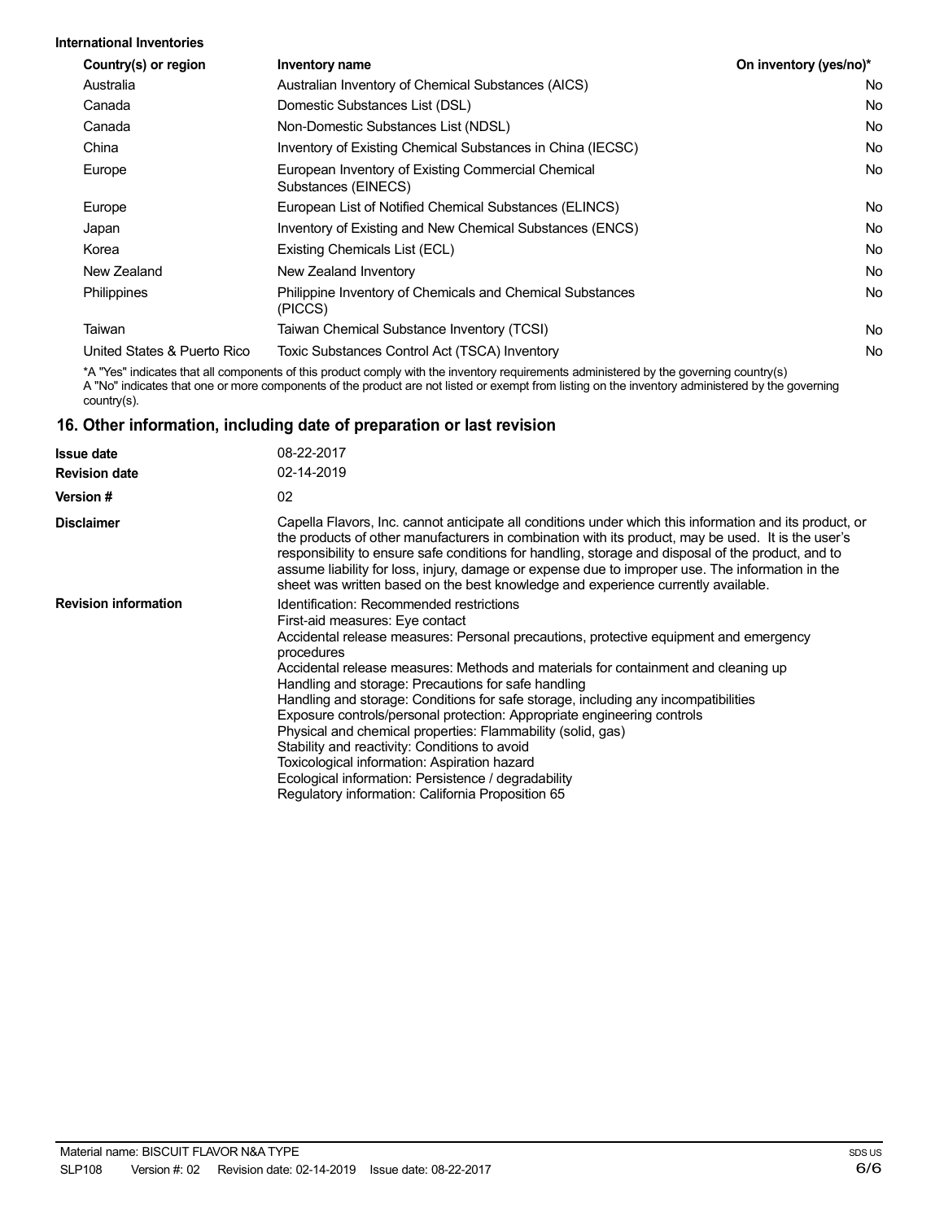**International Inventories**

| Country(s) or region | Inventory name | On inventory (yes/no)* |
|---|---|---|
| Australia | Australian Inventory of Chemical Substances (AICS) | No |
| Canada | Domestic Substances List (DSL) | No |
| Canada | Non-Domestic Substances List (NDSL) | No |
| China | Inventory of Existing Chemical Substances in China (IECSC) | No |
| Europe | European Inventory of Existing Commercial Chemical Substances (EINECS) | No |
| Europe | European List of Notified Chemical Substances (ELINCS) | No |
| Japan | Inventory of Existing and New Chemical Substances (ENCS) | No |
| Korea | Existing Chemicals List (ECL) | No |
| New Zealand | New Zealand Inventory | No |
| Philippines | Philippine Inventory of Chemicals and Chemical Substances (PICCS) | No |
| Taiwan | Taiwan Chemical Substance Inventory (TCSI) | No |
| United States & Puerto Rico | Toxic Substances Control Act (TSCA) Inventory | No |

*A "Yes" indicates that all components of this product comply with the inventory requirements administered by the governing country(s)
A "No" indicates that one or more components of the product are not listed or exempt from listing on the inventory administered by the governing country(s).

## 16. Other information, including date of preparation or last revision

**Issue date** 08-22-2017

**Revision date** 02-14-2019

**Version #** 02

**Disclaimer** Capella Flavors, Inc. cannot anticipate all conditions under which this information and its product, or the products of other manufacturers in combination with its product, may be used. It is the user's responsibility to ensure safe conditions for handling, storage and disposal of the product, and to assume liability for loss, injury, damage or expense due to improper use. The information in the sheet was written based on the best knowledge and experience currently available.

**Revision information**

Identification: Recommended restrictions
First-aid measures: Eye contact
Accidental release measures: Personal precautions, protective equipment and emergency procedures
Accidental release measures: Methods and materials for containment and cleaning up
Handling and storage: Precautions for safe handling
Handling and storage: Conditions for safe storage, including any incompatibilities
Exposure controls/personal protection: Appropriate engineering controls
Physical and chemical properties: Flammability (solid, gas)
Stability and reactivity: Conditions to avoid
Toxicological information: Aspiration hazard
Ecological information: Persistence / degradability
Regulatory information: California Proposition 65